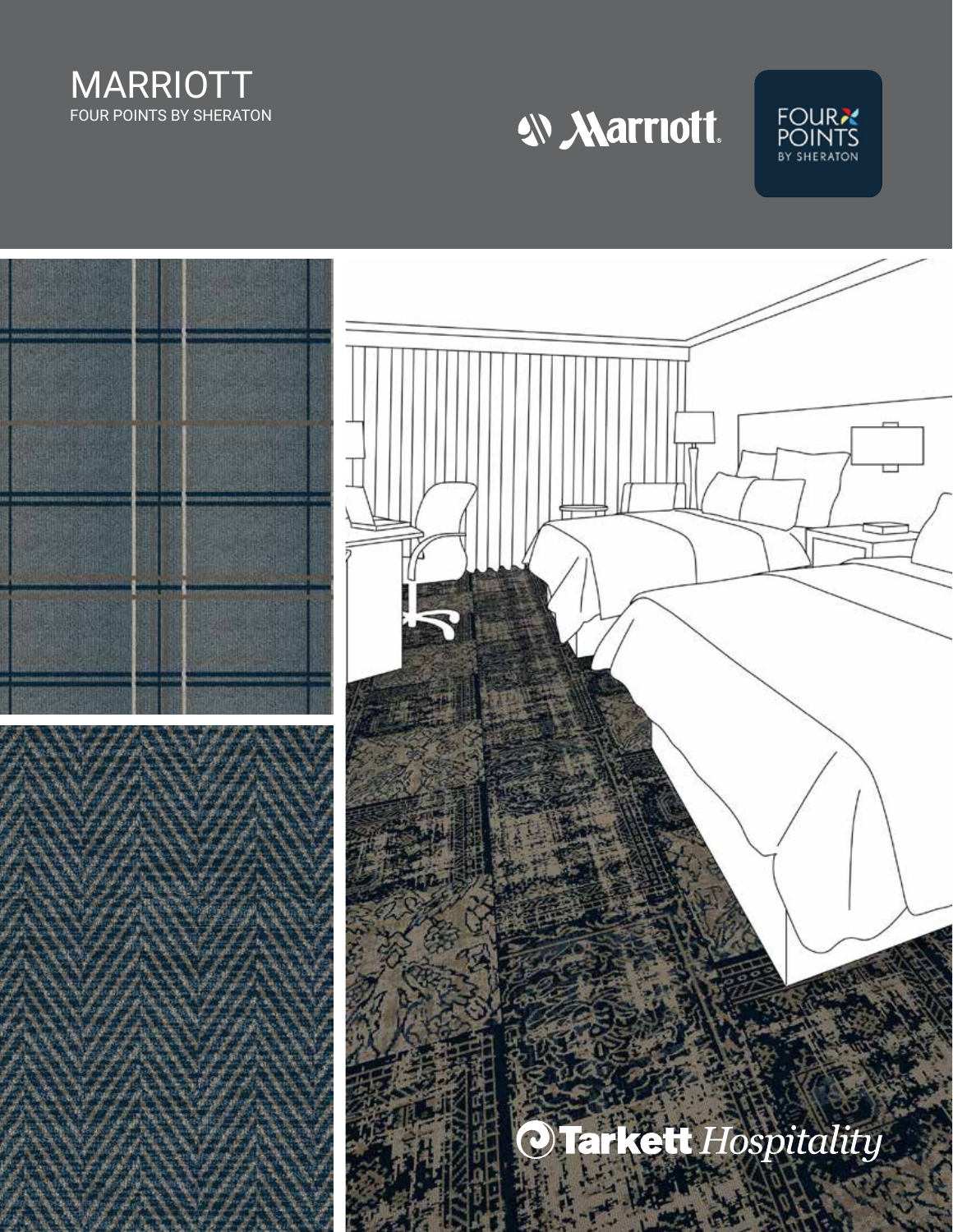# MARRIOTT

FOUR POINTS BY SHERATON

Marriott

FOUR POINTS BY SHERATON

Tarkett *Hospitality*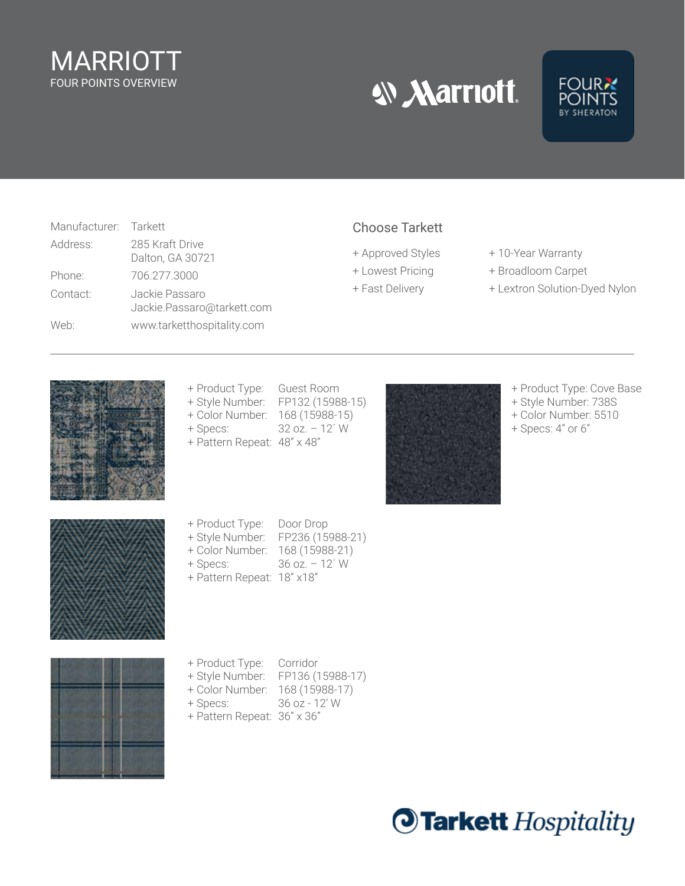# MARRIOTT

FOUR POINTS OVERVIEW

| | |
|---|---|
| Manufacturer: | Tarkett |
| Address: | 285 Kraft Drive<br>Dalton, GA 30721 |
| Phone: | 706.277.3000 |
| Contact: | Jackie Passaro<br>Jackie.Passaro@tarkett.com |
| Web: | www.tarketthospitality.com |

## Choose Tarkett

+ Approved Styles
+ Lowest Pricing
+ Fast Delivery
+ 10-Year Warranty
+ Broadloom Carpet
+ Lextron Solution-Dyed Nylon

---

| | |
|---|---|
| + Product Type: | Guest Room |
| + Style Number: | FP132 (15988-15) |
| + Color Number: | 168 (15988-15) |
| + Specs: | 32 oz. – 12´ W |
| + Pattern Repeat: | 48" x 48" |

| | |
|---|---|
| + Product Type: | Door Drop |
| + Style Number: | FP236 (15988-21) |
| + Color Number: | 168 (15988-21) |
| + Specs: | 36 oz. – 12´ W |
| + Pattern Repeat: | 18" x18" |

| | |
|---|---|
| + Product Type: | Corridor |
| + Style Number: | FP136 (15988-17) |
| + Color Number: | 168 (15988-17) |
| + Specs: | 36 oz - 12' W |
| + Pattern Repeat: | 36" x 36" |

+ Product Type: Cove Base
+ Style Number: 738S
+ Color Number: 5510
+ Specs: 4" or 6"

Tarkett Hospitality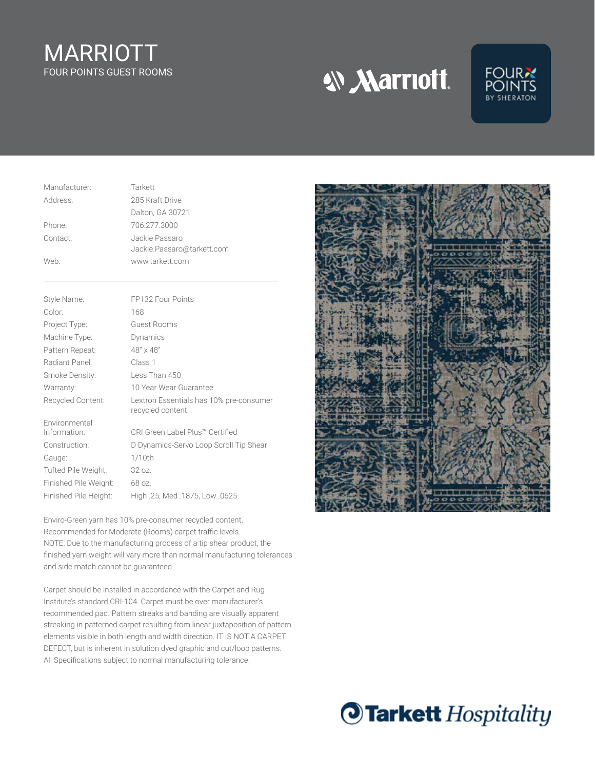# MARRIOTT

FOUR POINTS GUEST ROOMS

| | |
|---|---|
| Manufacturer: | Tarkett |
| Address: | 285 Kraft Drive<br>Dalton, GA 30721 |
| Phone: | 706.277.3000 |
| Contact: | Jackie Passaro<br>Jackie.Passaro@tarkett.com |
| Web: | www.tarkett.com |

| | |
|---|---|
| Style Name: | FP132 Four Points |
| Color: | 168 |
| Project Type: | Guest Rooms |
| Machine Type: | Dynamics |
| Pattern Repeat: | 48" x 48" |
| Radiant Panel: | Class 1 |
| Smoke Density: | Less Than 450 |
| Warranty: | 10 Year Wear Guarantee |
| Recycled Content: | Lextron Essentials has 10% pre-consumer recycled content. |
| Environmental Information: | CRI Green Label Plus™ Certified |
| Construction: | D Dynamics-Servo Loop Scroll Tip Shear |
| Gauge: | 1/10th |
| Tufted Pile Weight: | 32 oz. |
| Finished Pile Weight: | 68 oz. |
| Finished Pile Height: | High .25, Med .1875, Low .0625 |

Enviro-Green yarn has 10% pre-consumer recycled content.
Recommended for Moderate (Rooms) carpet traffic levels.
NOTE: Due to the manufacturing process of a tip shear product, the finished yarn weight will vary more than normal manufacturing tolerances and side match cannot be guaranteed.

Carpet should be installed in accordance with the Carpet and Rug Institute's standard CRI-104. Carpet must be over manufacturer's recommended pad. Pattern streaks and banding are visually apparent streaking in patterned carpet resulting from linear juxtaposition of pattern elements visible in both length and width direction. IT IS NOT A CARPET DEFECT, but is inherent in solution dyed graphic and cut/loop patterns. All Specifications subject to normal manufacturing tolerance.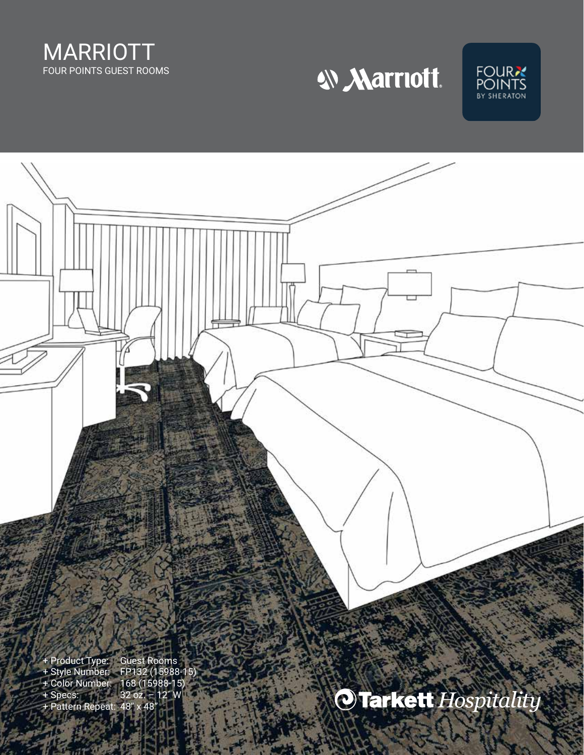# MARRIOTT

FOUR POINTS GUEST ROOMS

Marriott

FOUR POINTS BY SHERATON

- + Product Type: Guest Rooms
- + Style Number: FP132 (15988-15)
- + Color Number: 168 (15988-15)
- + Specs: 32 oz. – 12′ W
- + Pattern Repeat: 48″ x 48″

Tarkett *Hospitality*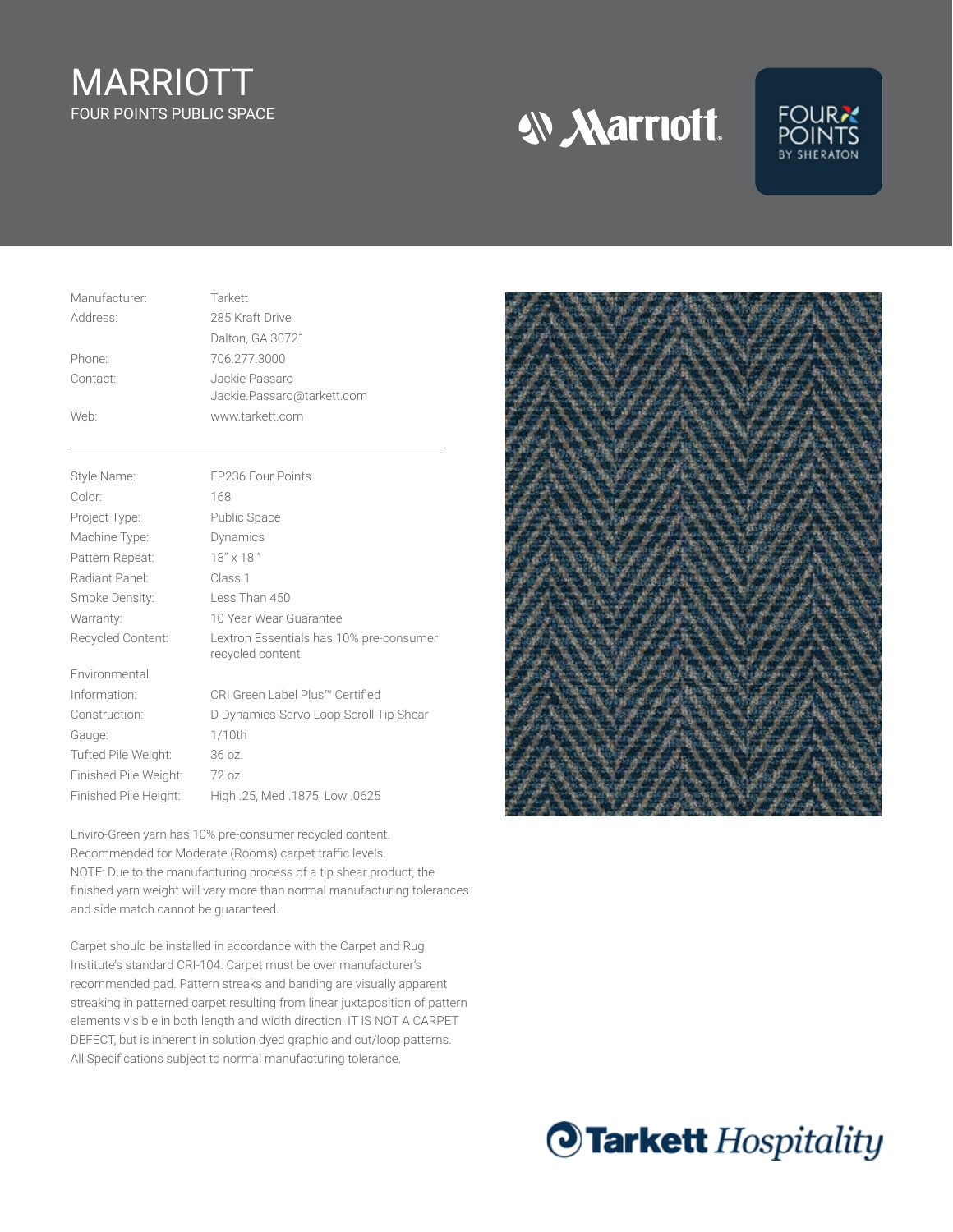# MARRIOTT

FOUR POINTS PUBLIC SPACE

| | |
|---|---|
| Manufacturer: | Tarkett |
| Address: | 285 Kraft Drive<br>Dalton, GA 30721 |
| Phone: | 706.277.3000 |
| Contact: | Jackie Passaro<br>Jackie.Passaro@tarkett.com |
| Web: | www.tarkett.com |

| | |
|---|---|
| Style Name: | FP236 Four Points |
| Color: | 168 |
| Project Type: | Public Space |
| Machine Type: | Dynamics |
| Pattern Repeat: | 18" x 18 " |
| Radiant Panel: | Class 1 |
| Smoke Density: | Less Than 450 |
| Warranty: | 10 Year Wear Guarantee |
| Recycled Content: | Lextron Essentials has 10% pre-consumer recycled content. |
| Environmental Information: | CRI Green Label Plus™ Certified |
| Construction: | D Dynamics-Servo Loop Scroll Tip Shear |
| Gauge: | 1/10th |
| Tufted Pile Weight: | 36 oz. |
| Finished Pile Weight: | 72 oz. |
| Finished Pile Height: | High .25, Med .1875, Low .0625 |

Enviro-Green yarn has 10% pre-consumer recycled content.
Recommended for Moderate (Rooms) carpet traffic levels.
NOTE: Due to the manufacturing process of a tip shear product, the finished yarn weight will vary more than normal manufacturing tolerances and side match cannot be guaranteed.

Carpet should be installed in accordance with the Carpet and Rug Institute's standard CRI-104. Carpet must be over manufacturer's recommended pad. Pattern streaks and banding are visually apparent streaking in patterned carpet resulting from linear juxtaposition of pattern elements visible in both length and width direction. IT IS NOT A CARPET DEFECT, but is inherent in solution dyed graphic and cut/loop patterns. All Specifications subject to normal manufacturing tolerance.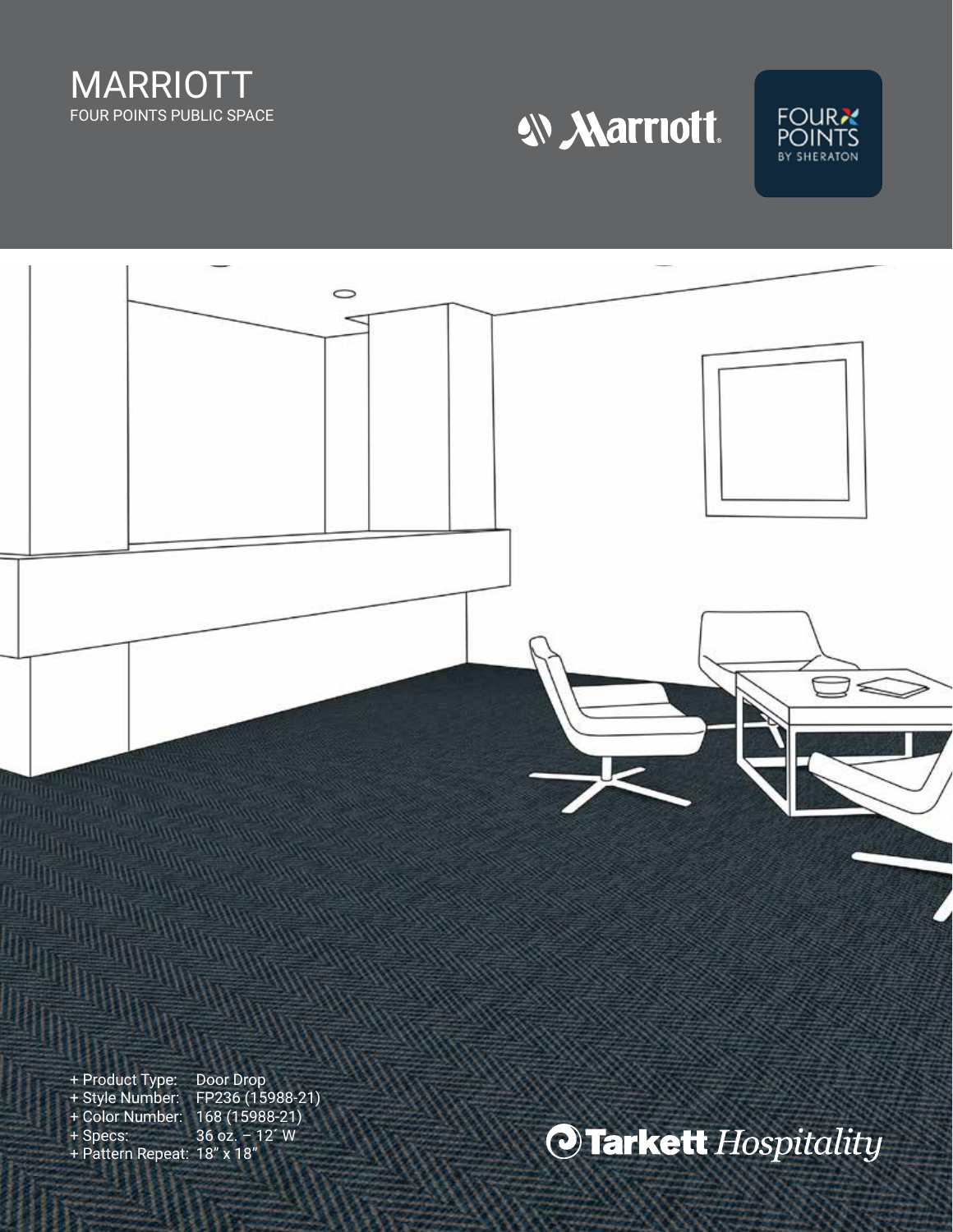# MARRIOTT

FOUR POINTS PUBLIC SPACE

Marriott

FOUR POINTS BY SHERATON

+ Product Type: Door Drop
+ Style Number: FP236 (15988-21)
+ Color Number: 168 (15988-21)
+ Specs: 36 oz. – 12' W
+ Pattern Repeat: 18" x 18"

Tarkett *Hospitality*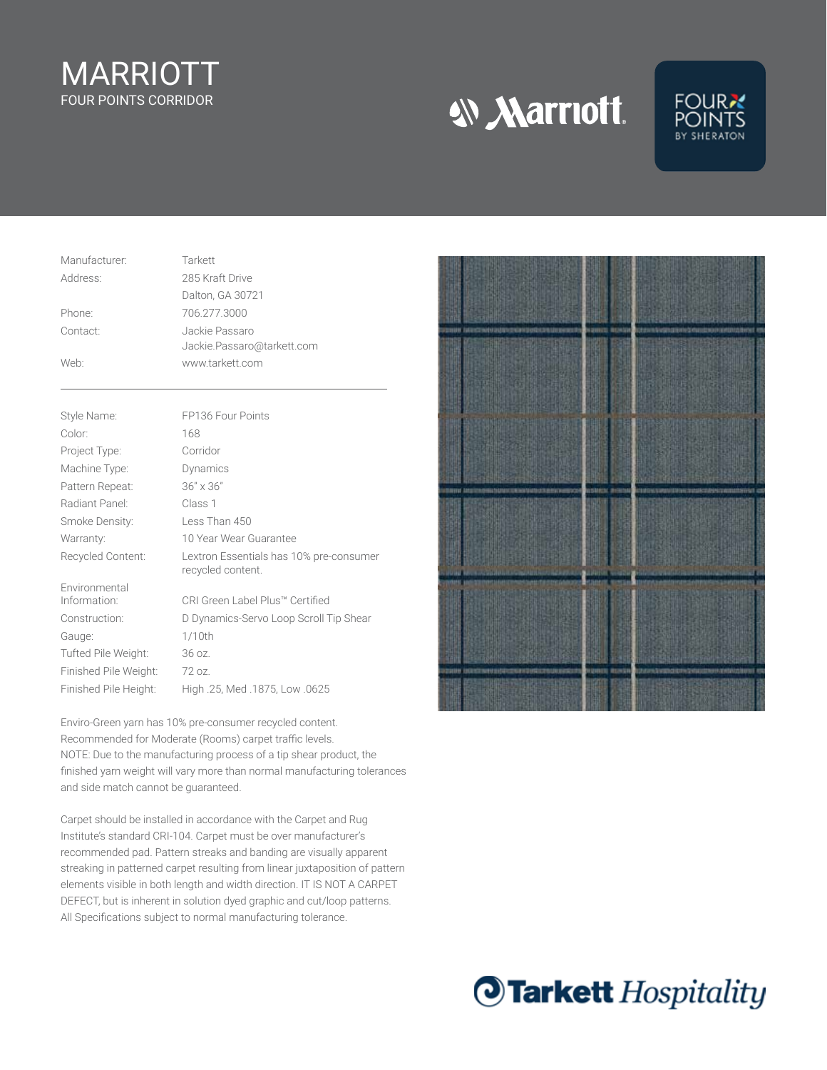# MARRIOTT

## FOUR POINTS CORRIDOR

| | |
|---|---|
| Manufacturer: | Tarkett |
| Address: | 285 Kraft Drive<br>Dalton, GA 30721 |
| Phone: | 706.277.3000 |
| Contact: | Jackie Passaro<br>Jackie.Passaro@tarkett.com |
| Web: | www.tarkett.com |

| | |
|---|---|
| Style Name: | FP136 Four Points |
| Color: | 168 |
| Project Type: | Corridor |
| Machine Type: | Dynamics |
| Pattern Repeat: | 36" x 36" |
| Radiant Panel: | Class 1 |
| Smoke Density: | Less Than 450 |
| Warranty: | 10 Year Wear Guarantee |
| Recycled Content: | Lextron Essentials has 10% pre-consumer recycled content. |
| Environmental Information: | CRI Green Label Plus™ Certified |
| Construction: | D Dynamics-Servo Loop Scroll Tip Shear |
| Gauge: | 1/10th |
| Tufted Pile Weight: | 36 oz. |
| Finished Pile Weight: | 72 oz. |
| Finished Pile Height: | High .25, Med .1875, Low .0625 |

Enviro-Green yarn has 10% pre-consumer recycled content.
Recommended for Moderate (Rooms) carpet traffic levels.
NOTE: Due to the manufacturing process of a tip shear product, the finished yarn weight will vary more than normal manufacturing tolerances and side match cannot be guaranteed.

Carpet should be installed in accordance with the Carpet and Rug Institute's standard CRI-104. Carpet must be over manufacturer's recommended pad. Pattern streaks and banding are visually apparent streaking in patterned carpet resulting from linear juxtaposition of pattern elements visible in both length and width direction. IT IS NOT A CARPET DEFECT, but is inherent in solution dyed graphic and cut/loop patterns. All Specifications subject to normal manufacturing tolerance.

Tarkett Hospitality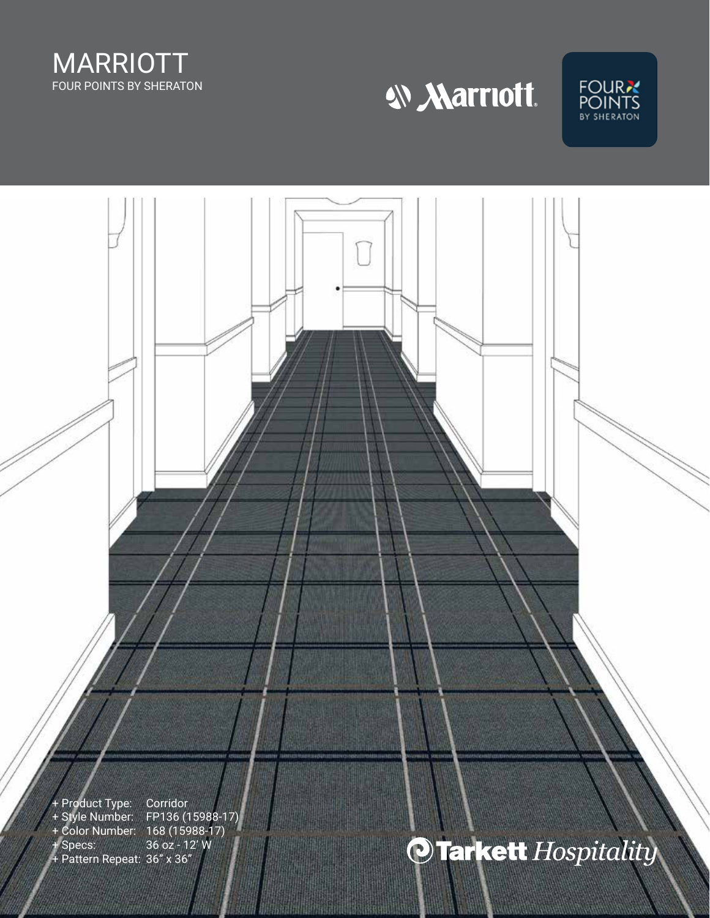# MARRIOTT

FOUR POINTS BY SHERATON

+ Product Type: Corridor
+ Style Number: FP136 (15988-17)
+ Color Number: 168 (15988-17)
+ Specs: 36 oz - 12' W
+ Pattern Repeat: 36" x 36"

Tarkett *Hospitality*